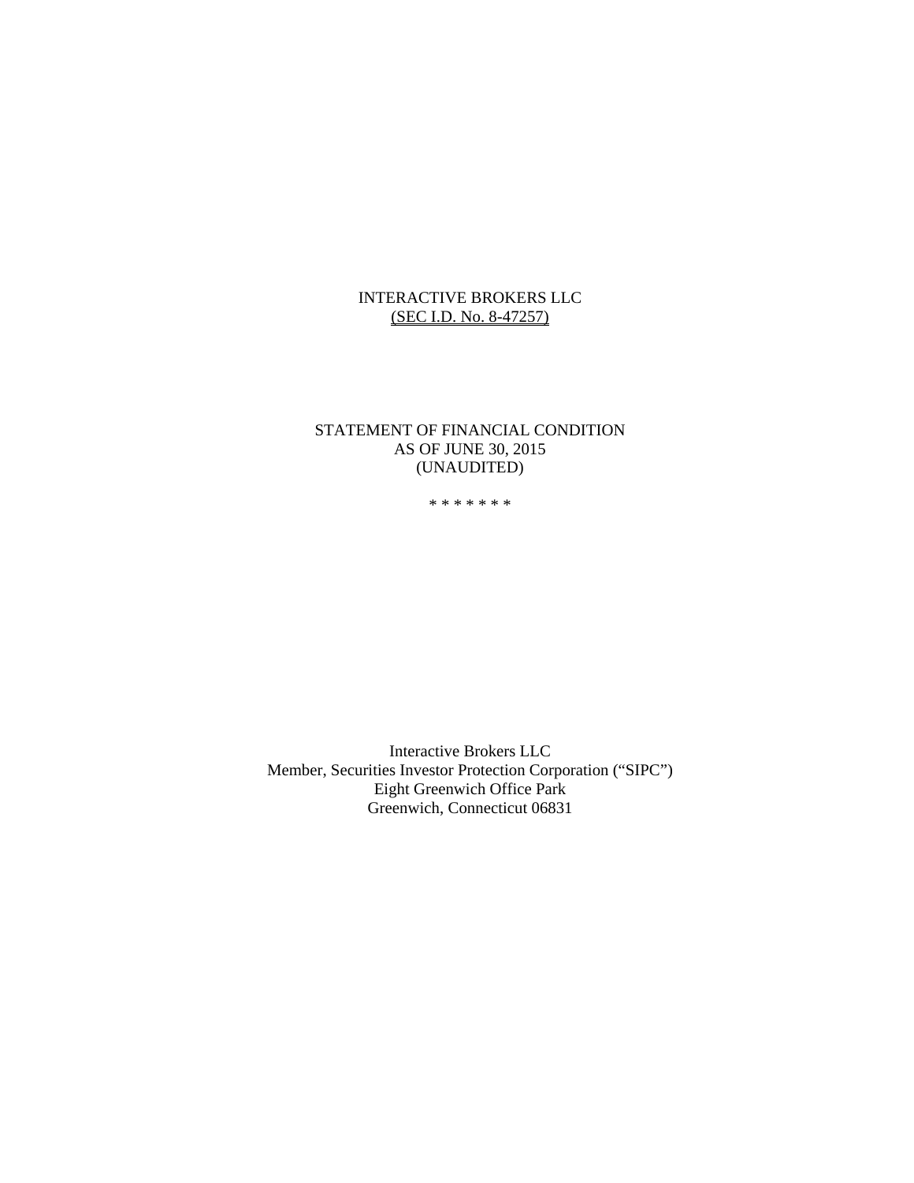# INTERACTIVE BROKERS LLC
(SEC I.D. No. 8-47257)

## STATEMENT OF FINANCIAL CONDITION
## AS OF JUNE 30, 2015
## (UNAUDITED)

* * * * * * *

Interactive Brokers LLC
Member, Securities Investor Protection Corporation ("SIPC")
Eight Greenwich Office Park
Greenwich, Connecticut 06831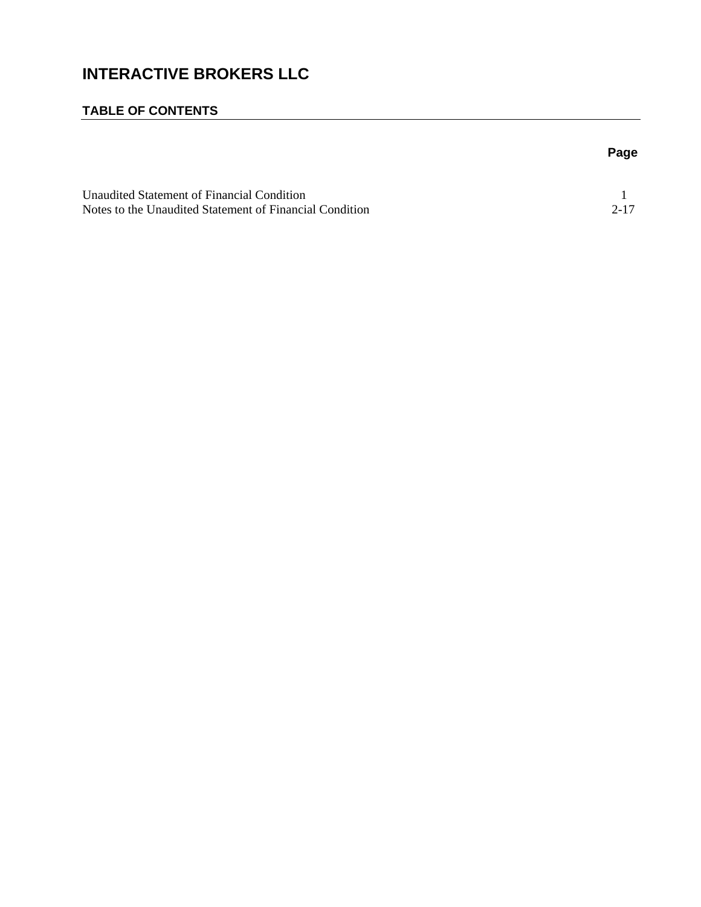# INTERACTIVE BROKERS LLC

## TABLE OF CONTENTS

| | Page |
|---|---|
| Unaudited Statement of Financial Condition | 1 |
| Notes to the Unaudited Statement of Financial Condition | 2-17 |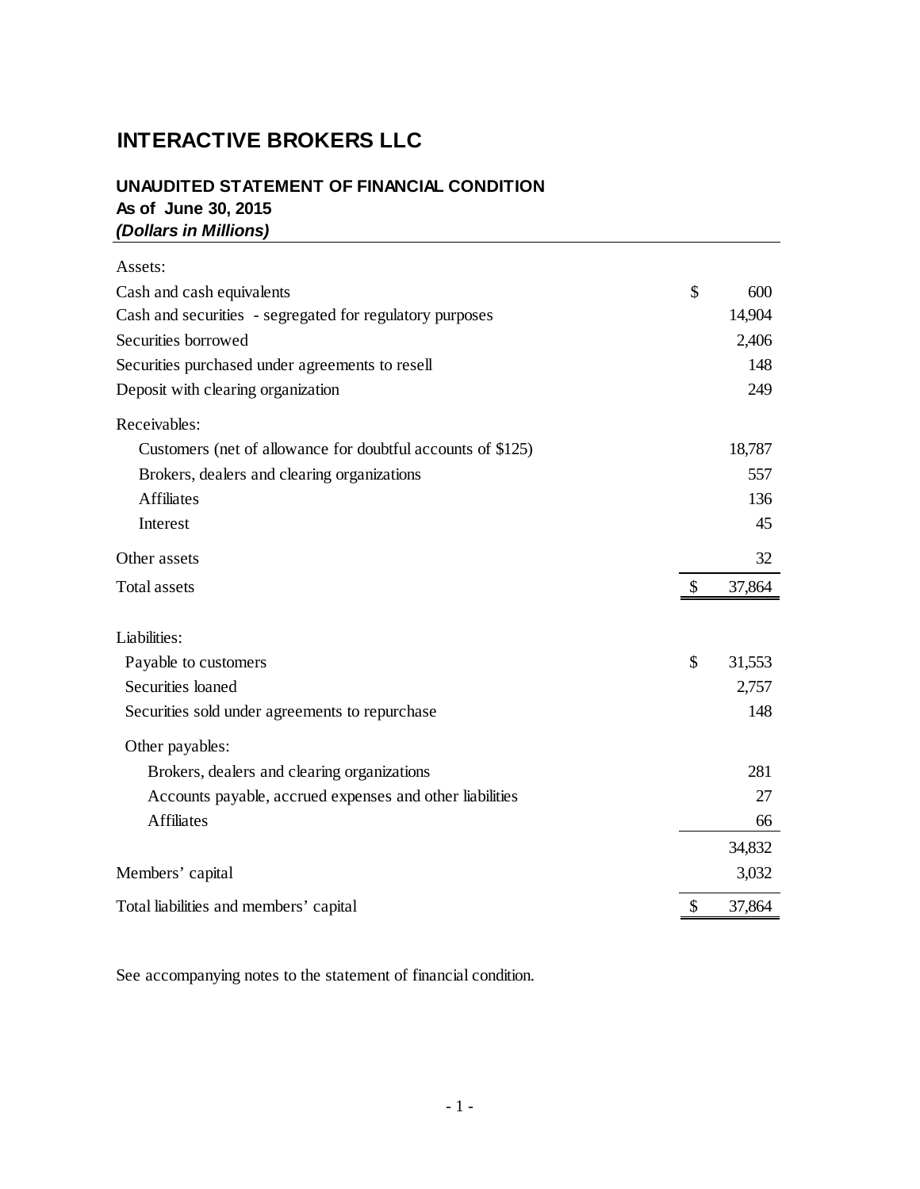# INTERACTIVE BROKERS LLC

## UNAUDITED STATEMENT OF FINANCIAL CONDITION

**As of June 30, 2015**

***(Dollars in Millions)***

| | | |
|---|---|---|
| Assets: | | |
| Cash and cash equivalents | $ | 600 |
| Cash and securities - segregated for regulatory purposes | | 14,904 |
| Securities borrowed | | 2,406 |
| Securities purchased under agreements to resell | | 148 |
| Deposit with clearing organization | | 249 |
| Receivables: | | |
| Customers (net of allowance for doubtful accounts of $125) | | 18,787 |
| Brokers, dealers and clearing organizations | | 557 |
| Affiliates | | 136 |
| Interest | | 45 |
| Other assets | | 32 |
| Total assets | $ | 37,864 |
| | | |
| Liabilities: | | |
| Payable to customers | $ | 31,553 |
| Securities loaned | | 2,757 |
| Securities sold under agreements to repurchase | | 148 |
| Other payables: | | |
| Brokers, dealers and clearing organizations | | 281 |
| Accounts payable, accrued expenses and other liabilities | | 27 |
| Affiliates | | 66 |
| | | 34,832 |
| Members' capital | | 3,032 |
| Total liabilities and members' capital | $ | 37,864 |

See accompanying notes to the statement of financial condition.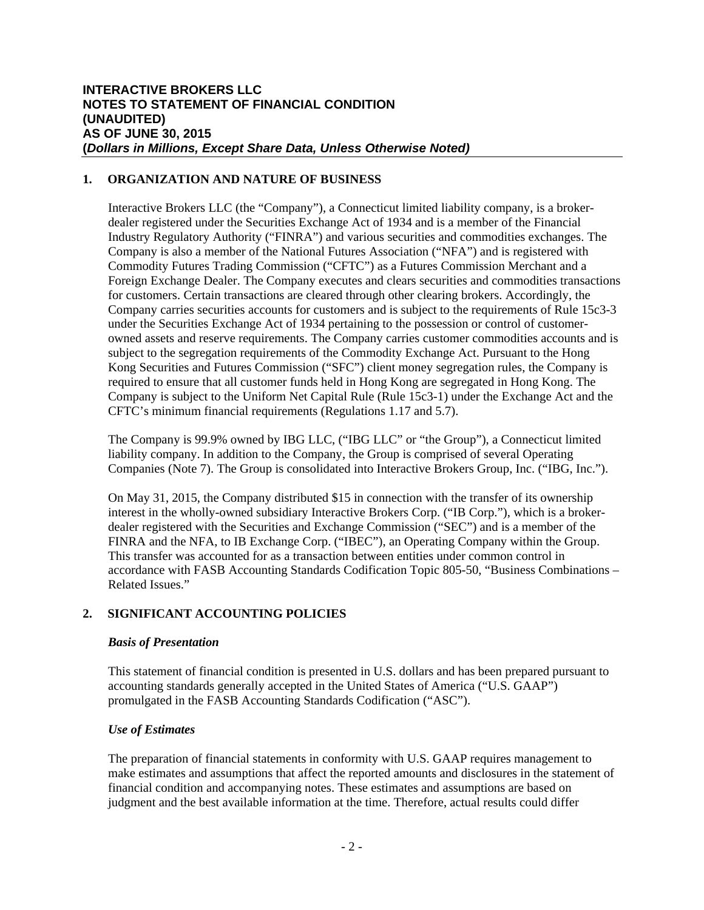**INTERACTIVE BROKERS LLC**
**NOTES TO STATEMENT OF FINANCIAL CONDITION**
**(UNAUDITED)**
**AS OF JUNE 30, 2015**
**(*Dollars in Millions, Except Share Data, Unless Otherwise Noted*)**

## 1. ORGANIZATION AND NATURE OF BUSINESS

Interactive Brokers LLC (the "Company"), a Connecticut limited liability company, is a broker-dealer registered under the Securities Exchange Act of 1934 and is a member of the Financial Industry Regulatory Authority ("FINRA") and various securities and commodities exchanges. The Company is also a member of the National Futures Association ("NFA") and is registered with Commodity Futures Trading Commission ("CFTC") as a Futures Commission Merchant and a Foreign Exchange Dealer. The Company executes and clears securities and commodities transactions for customers. Certain transactions are cleared through other clearing brokers. Accordingly, the Company carries securities accounts for customers and is subject to the requirements of Rule 15c3-3 under the Securities Exchange Act of 1934 pertaining to the possession or control of customer-owned assets and reserve requirements. The Company carries customer commodities accounts and is subject to the segregation requirements of the Commodity Exchange Act. Pursuant to the Hong Kong Securities and Futures Commission ("SFC") client money segregation rules, the Company is required to ensure that all customer funds held in Hong Kong are segregated in Hong Kong. The Company is subject to the Uniform Net Capital Rule (Rule 15c3-1) under the Exchange Act and the CFTC's minimum financial requirements (Regulations 1.17 and 5.7).

The Company is 99.9% owned by IBG LLC, ("IBG LLC" or "the Group"), a Connecticut limited liability company. In addition to the Company, the Group is comprised of several Operating Companies (Note 7). The Group is consolidated into Interactive Brokers Group, Inc. ("IBG, Inc.").

On May 31, 2015, the Company distributed $15 in connection with the transfer of its ownership interest in the wholly-owned subsidiary Interactive Brokers Corp. ("IB Corp."), which is a broker-dealer registered with the Securities and Exchange Commission ("SEC") and is a member of the FINRA and the NFA, to IB Exchange Corp. ("IBEC"), an Operating Company within the Group. This transfer was accounted for as a transaction between entities under common control in accordance with FASB Accounting Standards Codification Topic 805-50, "Business Combinations – Related Issues."

## 2. SIGNIFICANT ACCOUNTING POLICIES

### *Basis of Presentation*

This statement of financial condition is presented in U.S. dollars and has been prepared pursuant to accounting standards generally accepted in the United States of America ("U.S. GAAP") promulgated in the FASB Accounting Standards Codification ("ASC").

### *Use of Estimates*

The preparation of financial statements in conformity with U.S. GAAP requires management to make estimates and assumptions that affect the reported amounts and disclosures in the statement of financial condition and accompanying notes. These estimates and assumptions are based on judgment and the best available information at the time. Therefore, actual results could differ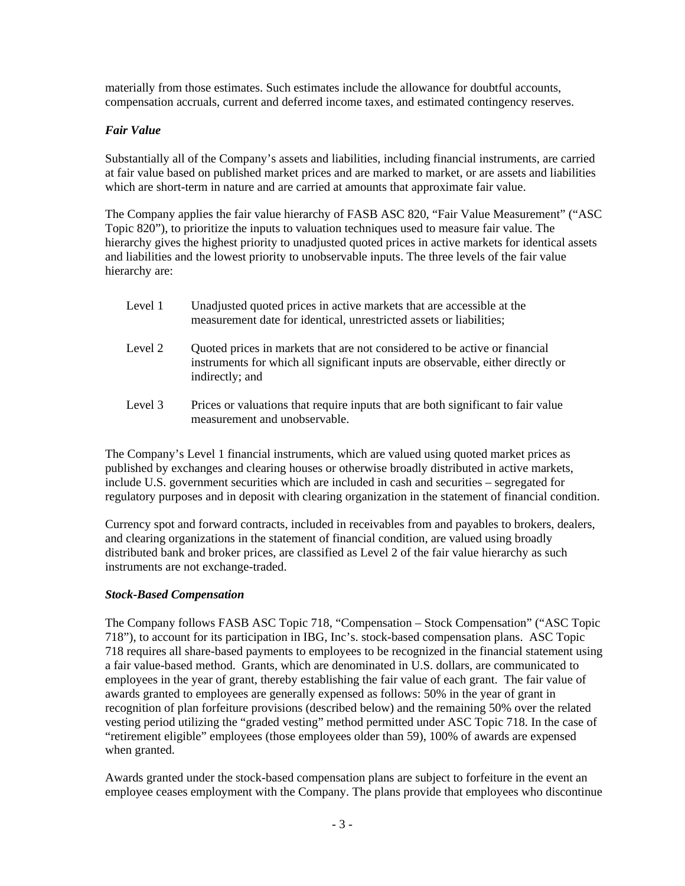materially from those estimates. Such estimates include the allowance for doubtful accounts, compensation accruals, current and deferred income taxes, and estimated contingency reserves.

### *Fair Value*

Substantially all of the Company's assets and liabilities, including financial instruments, are carried at fair value based on published market prices and are marked to market, or are assets and liabilities which are short-term in nature and are carried at amounts that approximate fair value.

The Company applies the fair value hierarchy of FASB ASC 820, "Fair Value Measurement" ("ASC Topic 820"), to prioritize the inputs to valuation techniques used to measure fair value. The hierarchy gives the highest priority to unadjusted quoted prices in active markets for identical assets and liabilities and the lowest priority to unobservable inputs. The three levels of the fair value hierarchy are:

| | |
|---|---|
| Level 1 | Unadjusted quoted prices in active markets that are accessible at the measurement date for identical, unrestricted assets or liabilities; |
| Level 2 | Quoted prices in markets that are not considered to be active or financial instruments for which all significant inputs are observable, either directly or indirectly; and |
| Level 3 | Prices or valuations that require inputs that are both significant to fair value measurement and unobservable. |

The Company's Level 1 financial instruments, which are valued using quoted market prices as published by exchanges and clearing houses or otherwise broadly distributed in active markets, include U.S. government securities which are included in cash and securities – segregated for regulatory purposes and in deposit with clearing organization in the statement of financial condition.

Currency spot and forward contracts, included in receivables from and payables to brokers, dealers, and clearing organizations in the statement of financial condition, are valued using broadly distributed bank and broker prices, are classified as Level 2 of the fair value hierarchy as such instruments are not exchange-traded.

### *Stock-Based Compensation*

The Company follows FASB ASC Topic 718, "Compensation – Stock Compensation" ("ASC Topic 718"), to account for its participation in IBG, Inc's. stock-based compensation plans. ASC Topic 718 requires all share-based payments to employees to be recognized in the financial statement using a fair value-based method. Grants, which are denominated in U.S. dollars, are communicated to employees in the year of grant, thereby establishing the fair value of each grant. The fair value of awards granted to employees are generally expensed as follows: 50% in the year of grant in recognition of plan forfeiture provisions (described below) and the remaining 50% over the related vesting period utilizing the "graded vesting" method permitted under ASC Topic 718. In the case of "retirement eligible" employees (those employees older than 59), 100% of awards are expensed when granted.

Awards granted under the stock-based compensation plans are subject to forfeiture in the event an employee ceases employment with the Company. The plans provide that employees who discontinue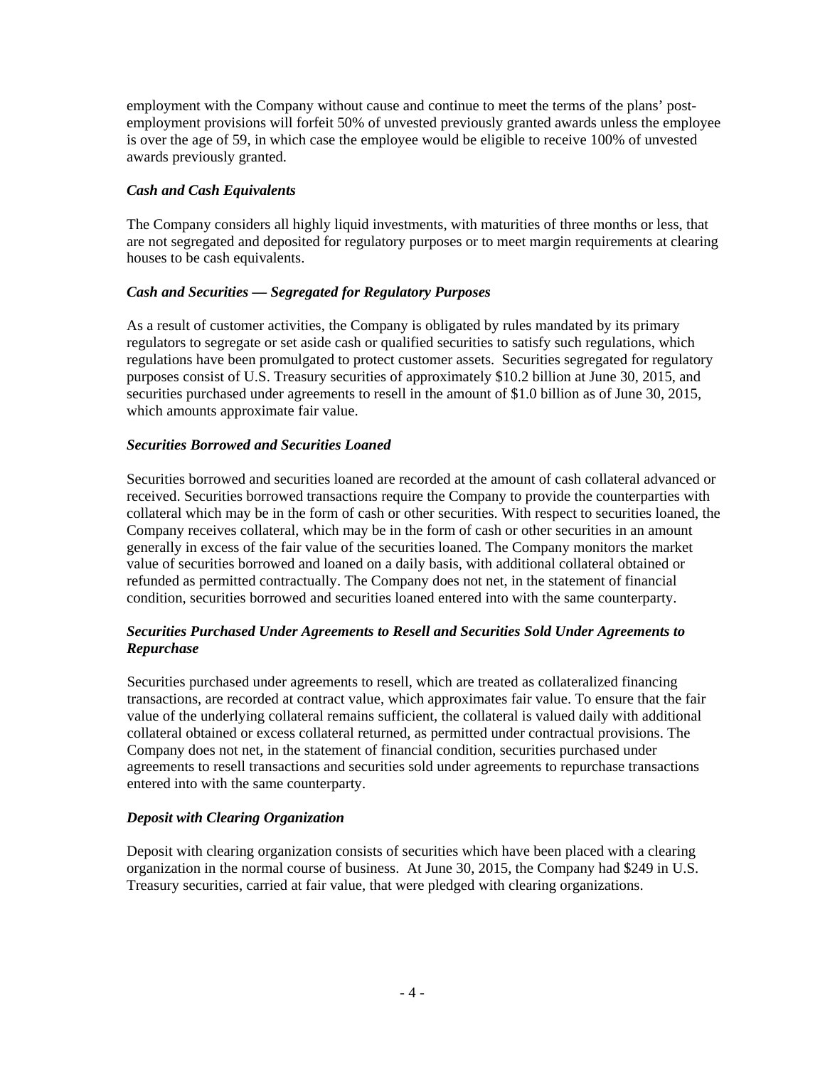employment with the Company without cause and continue to meet the terms of the plans' post-employment provisions will forfeit 50% of unvested previously granted awards unless the employee is over the age of 59, in which case the employee would be eligible to receive 100% of unvested awards previously granted.

***Cash and Cash Equivalents***

The Company considers all highly liquid investments, with maturities of three months or less, that are not segregated and deposited for regulatory purposes or to meet margin requirements at clearing houses to be cash equivalents.

***Cash and Securities — Segregated for Regulatory Purposes***

As a result of customer activities, the Company is obligated by rules mandated by its primary regulators to segregate or set aside cash or qualified securities to satisfy such regulations, which regulations have been promulgated to protect customer assets. Securities segregated for regulatory purposes consist of U.S. Treasury securities of approximately $10.2 billion at June 30, 2015, and securities purchased under agreements to resell in the amount of $1.0 billion as of June 30, 2015, which amounts approximate fair value.

***Securities Borrowed and Securities Loaned***

Securities borrowed and securities loaned are recorded at the amount of cash collateral advanced or received. Securities borrowed transactions require the Company to provide the counterparties with collateral which may be in the form of cash or other securities. With respect to securities loaned, the Company receives collateral, which may be in the form of cash or other securities in an amount generally in excess of the fair value of the securities loaned. The Company monitors the market value of securities borrowed and loaned on a daily basis, with additional collateral obtained or refunded as permitted contractually. The Company does not net, in the statement of financial condition, securities borrowed and securities loaned entered into with the same counterparty.

***Securities Purchased Under Agreements to Resell and Securities Sold Under Agreements to Repurchase***

Securities purchased under agreements to resell, which are treated as collateralized financing transactions, are recorded at contract value, which approximates fair value. To ensure that the fair value of the underlying collateral remains sufficient, the collateral is valued daily with additional collateral obtained or excess collateral returned, as permitted under contractual provisions. The Company does not net, in the statement of financial condition, securities purchased under agreements to resell transactions and securities sold under agreements to repurchase transactions entered into with the same counterparty.

***Deposit with Clearing Organization***

Deposit with clearing organization consists of securities which have been placed with a clearing organization in the normal course of business. At June 30, 2015, the Company had $249 in U.S. Treasury securities, carried at fair value, that were pledged with clearing organizations.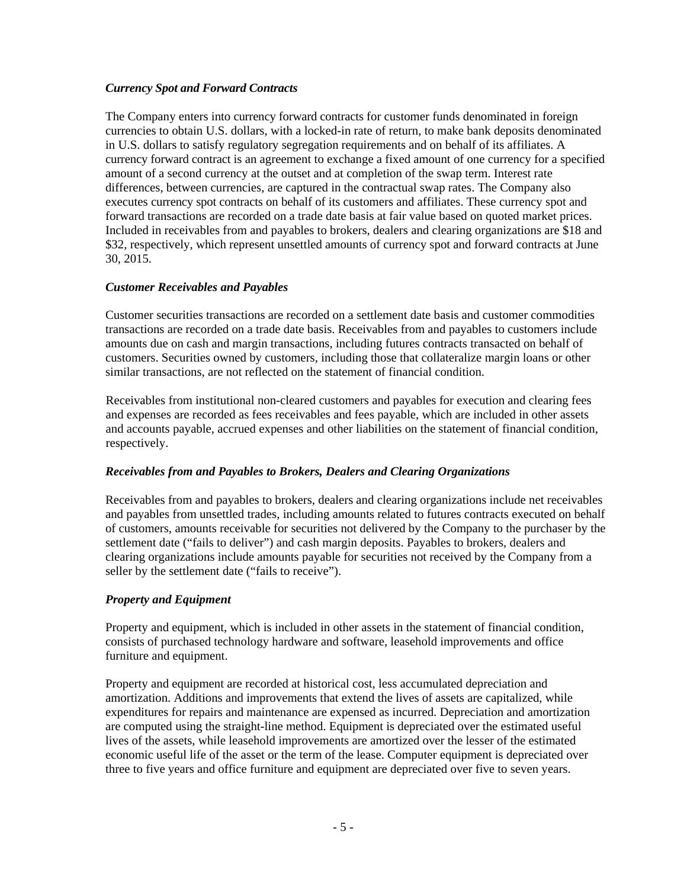### *Currency Spot and Forward Contracts*

The Company enters into currency forward contracts for customer funds denominated in foreign currencies to obtain U.S. dollars, with a locked-in rate of return, to make bank deposits denominated in U.S. dollars to satisfy regulatory segregation requirements and on behalf of its affiliates. A currency forward contract is an agreement to exchange a fixed amount of one currency for a specified amount of a second currency at the outset and at completion of the swap term. Interest rate differences, between currencies, are captured in the contractual swap rates. The Company also executes currency spot contracts on behalf of its customers and affiliates. These currency spot and forward transactions are recorded on a trade date basis at fair value based on quoted market prices. Included in receivables from and payables to brokers, dealers and clearing organizations are $18 and $32, respectively, which represent unsettled amounts of currency spot and forward contracts at June 30, 2015.

### *Customer Receivables and Payables*

Customer securities transactions are recorded on a settlement date basis and customer commodities transactions are recorded on a trade date basis. Receivables from and payables to customers include amounts due on cash and margin transactions, including futures contracts transacted on behalf of customers. Securities owned by customers, including those that collateralize margin loans or other similar transactions, are not reflected on the statement of financial condition.

Receivables from institutional non-cleared customers and payables for execution and clearing fees and expenses are recorded as fees receivables and fees payable, which are included in other assets and accounts payable, accrued expenses and other liabilities on the statement of financial condition, respectively.

### *Receivables from and Payables to Brokers, Dealers and Clearing Organizations*

Receivables from and payables to brokers, dealers and clearing organizations include net receivables and payables from unsettled trades, including amounts related to futures contracts executed on behalf of customers, amounts receivable for securities not delivered by the Company to the purchaser by the settlement date ("fails to deliver") and cash margin deposits. Payables to brokers, dealers and clearing organizations include amounts payable for securities not received by the Company from a seller by the settlement date ("fails to receive").

### *Property and Equipment*

Property and equipment, which is included in other assets in the statement of financial condition, consists of purchased technology hardware and software, leasehold improvements and office furniture and equipment.

Property and equipment are recorded at historical cost, less accumulated depreciation and amortization. Additions and improvements that extend the lives of assets are capitalized, while expenditures for repairs and maintenance are expensed as incurred. Depreciation and amortization are computed using the straight-line method. Equipment is depreciated over the estimated useful lives of the assets, while leasehold improvements are amortized over the lesser of the estimated economic useful life of the asset or the term of the lease. Computer equipment is depreciated over three to five years and office furniture and equipment are depreciated over five to seven years.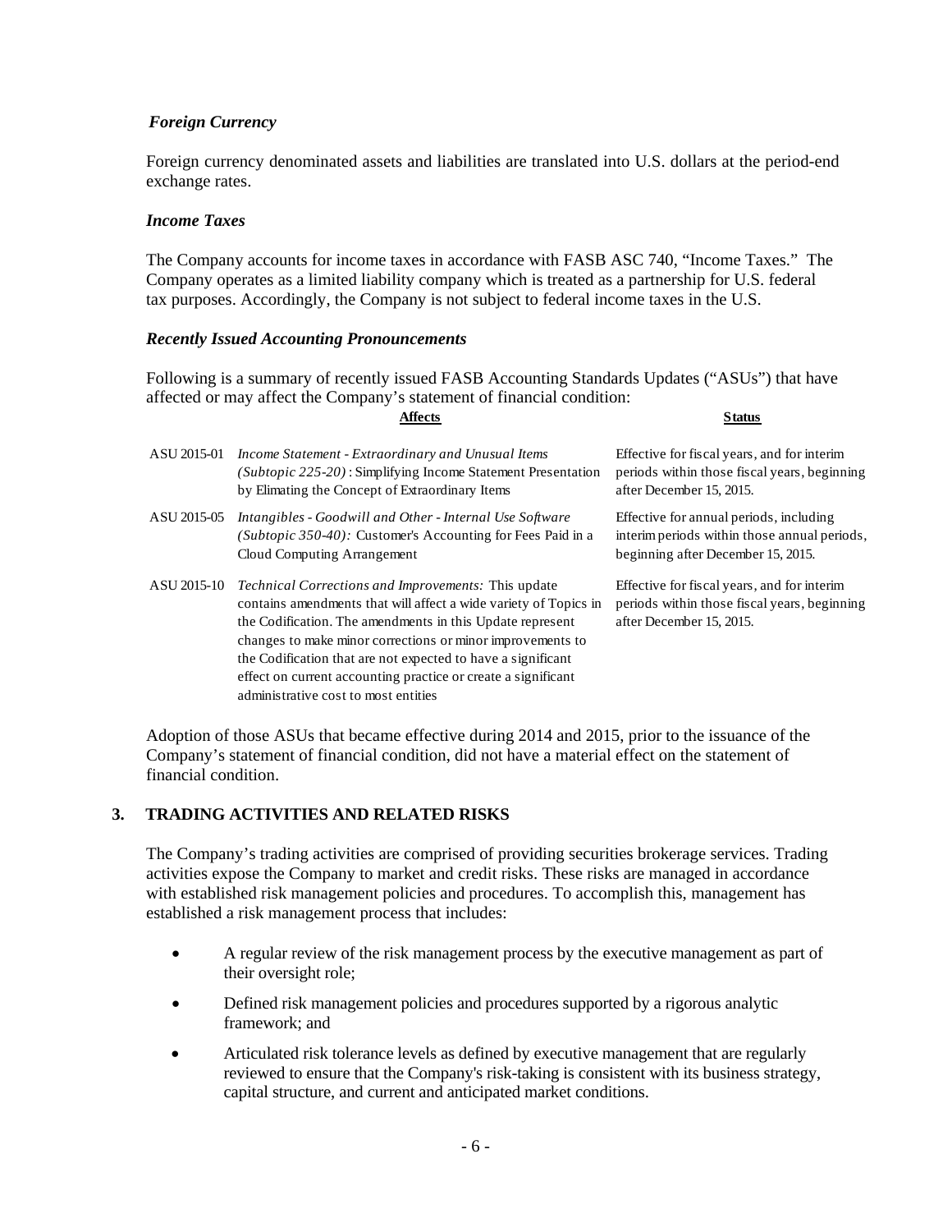### *Foreign Currency*

Foreign currency denominated assets and liabilities are translated into U.S. dollars at the period-end exchange rates.

### *Income Taxes*

The Company accounts for income taxes in accordance with FASB ASC 740, "Income Taxes." The Company operates as a limited liability company which is treated as a partnership for U.S. federal tax purposes. Accordingly, the Company is not subject to federal income taxes in the U.S.

### *Recently Issued Accounting Pronouncements*

Following is a summary of recently issued FASB Accounting Standards Updates ("ASUs") that have affected or may affect the Company's statement of financial condition:

| | Affects | Status |
|---|---|---|
| ASU 2015-01 | *Income Statement - Extraordinary and Unusual Items (Subtopic 225-20)* : Simplifying Income Statement Presentation by Elimating the Concept of Extraordinary Items | Effective for fiscal years, and for interim periods within those fiscal years, beginning after December 15, 2015. |
| ASU 2015-05 | *Intangibles - Goodwill and Other - Internal Use Software (Subtopic 350-40):* Customer's Accounting for Fees Paid in a Cloud Computing Arrangement | Effective for annual periods, including interim periods within those annual periods, beginning after December 15, 2015. |
| ASU 2015-10 | *Technical Corrections and Improvements:* This update contains amendments that will affect a wide variety of Topics in the Codification. The amendments in this Update represent changes to make minor corrections or minor improvements to the Codification that are not expected to have a significant effect on current accounting practice or create a significant administrative cost to most entities | Effective for fiscal years, and for interim periods within those fiscal years, beginning after December 15, 2015. |

Adoption of those ASUs that became effective during 2014 and 2015, prior to the issuance of the Company's statement of financial condition, did not have a material effect on the statement of financial condition.

## 3. TRADING ACTIVITIES AND RELATED RISKS

The Company's trading activities are comprised of providing securities brokerage services. Trading activities expose the Company to market and credit risks. These risks are managed in accordance with established risk management policies and procedures. To accomplish this, management has established a risk management process that includes:

- A regular review of the risk management process by the executive management as part of their oversight role;
- Defined risk management policies and procedures supported by a rigorous analytic framework; and
- Articulated risk tolerance levels as defined by executive management that are regularly reviewed to ensure that the Company's risk-taking is consistent with its business strategy, capital structure, and current and anticipated market conditions.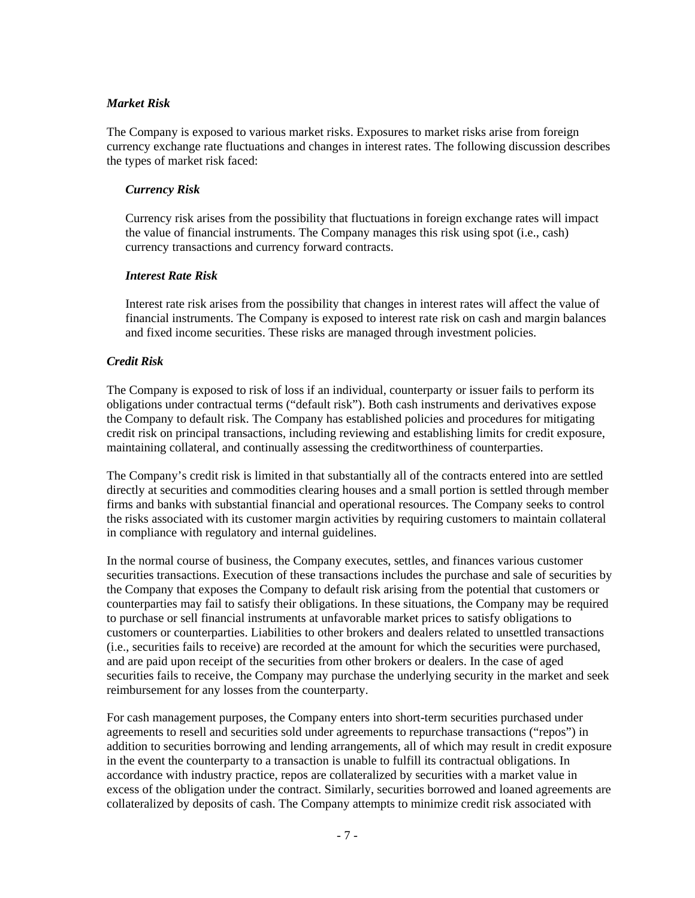*Market Risk*

The Company is exposed to various market risks. Exposures to market risks arise from foreign currency exchange rate fluctuations and changes in interest rates. The following discussion describes the types of market risk faced:

*Currency Risk*

Currency risk arises from the possibility that fluctuations in foreign exchange rates will impact the value of financial instruments. The Company manages this risk using spot (i.e., cash) currency transactions and currency forward contracts.

*Interest Rate Risk*

Interest rate risk arises from the possibility that changes in interest rates will affect the value of financial instruments. The Company is exposed to interest rate risk on cash and margin balances and fixed income securities. These risks are managed through investment policies.

*Credit Risk*

The Company is exposed to risk of loss if an individual, counterparty or issuer fails to perform its obligations under contractual terms ("default risk"). Both cash instruments and derivatives expose the Company to default risk. The Company has established policies and procedures for mitigating credit risk on principal transactions, including reviewing and establishing limits for credit exposure, maintaining collateral, and continually assessing the creditworthiness of counterparties.

The Company's credit risk is limited in that substantially all of the contracts entered into are settled directly at securities and commodities clearing houses and a small portion is settled through member firms and banks with substantial financial and operational resources. The Company seeks to control the risks associated with its customer margin activities by requiring customers to maintain collateral in compliance with regulatory and internal guidelines.

In the normal course of business, the Company executes, settles, and finances various customer securities transactions. Execution of these transactions includes the purchase and sale of securities by the Company that exposes the Company to default risk arising from the potential that customers or counterparties may fail to satisfy their obligations. In these situations, the Company may be required to purchase or sell financial instruments at unfavorable market prices to satisfy obligations to customers or counterparties. Liabilities to other brokers and dealers related to unsettled transactions (i.e., securities fails to receive) are recorded at the amount for which the securities were purchased, and are paid upon receipt of the securities from other brokers or dealers. In the case of aged securities fails to receive, the Company may purchase the underlying security in the market and seek reimbursement for any losses from the counterparty.

For cash management purposes, the Company enters into short-term securities purchased under agreements to resell and securities sold under agreements to repurchase transactions ("repos") in addition to securities borrowing and lending arrangements, all of which may result in credit exposure in the event the counterparty to a transaction is unable to fulfill its contractual obligations. In accordance with industry practice, repos are collateralized by securities with a market value in excess of the obligation under the contract. Similarly, securities borrowed and loaned agreements are collateralized by deposits of cash. The Company attempts to minimize credit risk associated with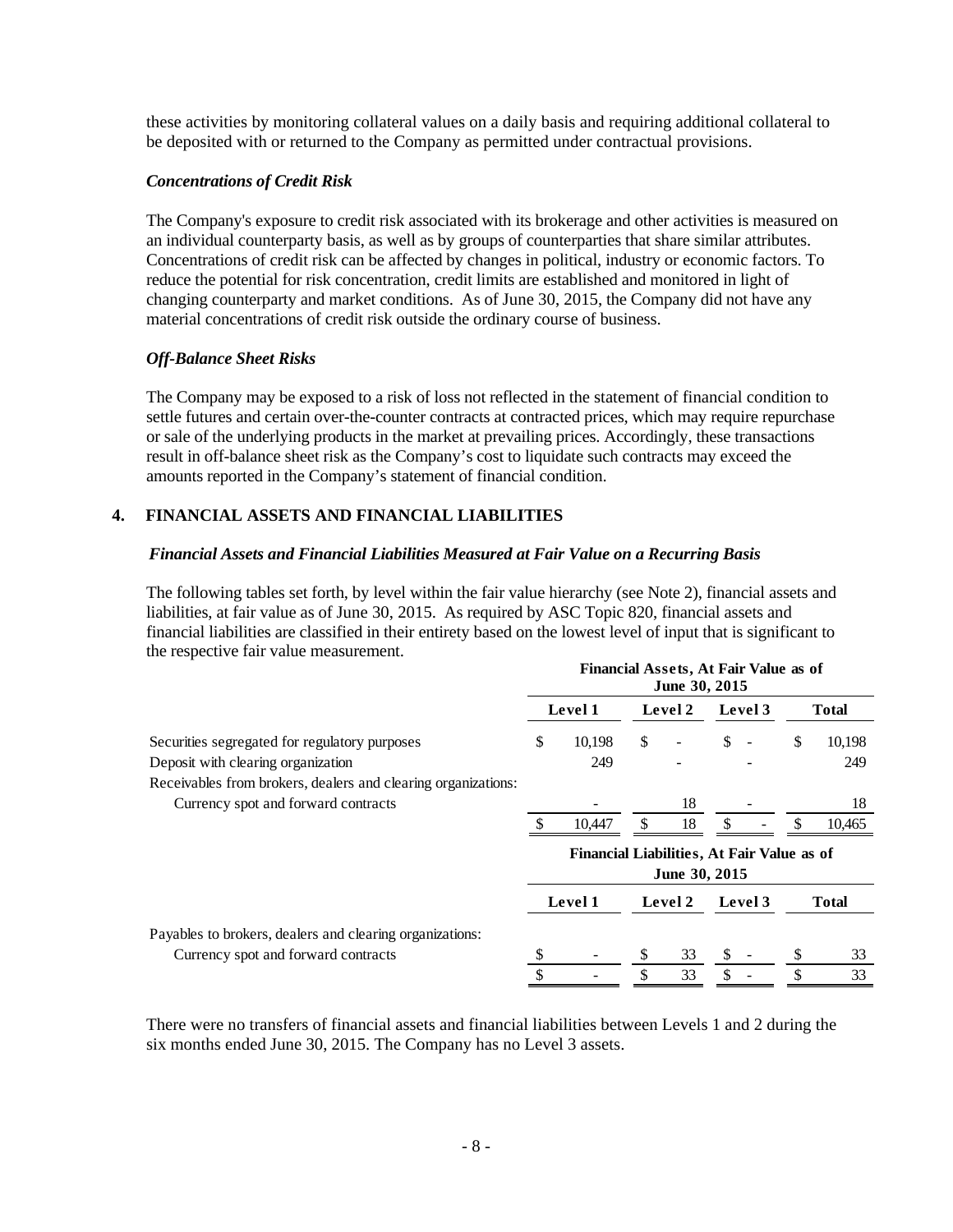these activities by monitoring collateral values on a daily basis and requiring additional collateral to be deposited with or returned to the Company as permitted under contractual provisions.

### *Concentrations of Credit Risk*

The Company's exposure to credit risk associated with its brokerage and other activities is measured on an individual counterparty basis, as well as by groups of counterparties that share similar attributes. Concentrations of credit risk can be affected by changes in political, industry or economic factors. To reduce the potential for risk concentration, credit limits are established and monitored in light of changing counterparty and market conditions. As of June 30, 2015, the Company did not have any material concentrations of credit risk outside the ordinary course of business.

### *Off-Balance Sheet Risks*

The Company may be exposed to a risk of loss not reflected in the statement of financial condition to settle futures and certain over-the-counter contracts at contracted prices, which may require repurchase or sale of the underlying products in the market at prevailing prices. Accordingly, these transactions result in off-balance sheet risk as the Company's cost to liquidate such contracts may exceed the amounts reported in the Company's statement of financial condition.

## 4. FINANCIAL ASSETS AND FINANCIAL LIABILITIES

### *Financial Assets and Financial Liabilities Measured at Fair Value on a Recurring Basis*

The following tables set forth, by level within the fair value hierarchy (see Note 2), financial assets and liabilities, at fair value as of June 30, 2015. As required by ASC Topic 820, financial assets and financial liabilities are classified in their entirety based on the lowest level of input that is significant to the respective fair value measurement.

| | Financial Assets, At Fair Value as of June 30, 2015 | | | |
|---|---|---|---|---|
| | Level 1 | Level 2 | Level 3 | Total |
| Securities segregated for regulatory purposes | $ 10,198 | $ - | $ - | $ 10,198 |
| Deposit with clearing organization | 249 | - | - | 249 |
| Receivables from brokers, dealers and clearing organizations: | | | | |
| Currency spot and forward contracts | - | 18 | - | 18 |
| | $ 10,447 | $ 18 | $ - | $ 10,465 |

| | Financial Liabilities, At Fair Value as of June 30, 2015 | | | |
|---|---|---|---|---|
| | Level 1 | Level 2 | Level 3 | Total |
| Payables to brokers, dealers and clearing organizations: | | | | |
| Currency spot and forward contracts | $ - | $ 33 | $ - | $ 33 |
| | $ - | $ 33 | $ - | $ 33 |

There were no transfers of financial assets and financial liabilities between Levels 1 and 2 during the six months ended June 30, 2015. The Company has no Level 3 assets.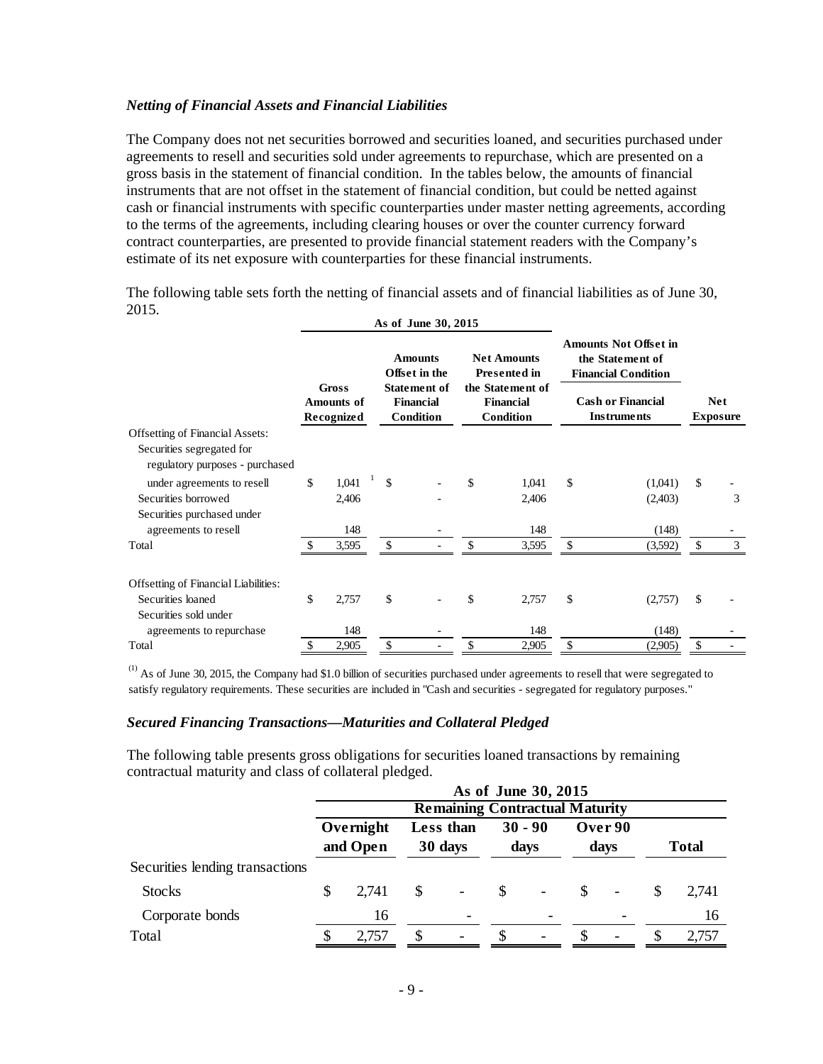### *Netting of Financial Assets and Financial Liabilities*

The Company does not net securities borrowed and securities loaned, and securities purchased under agreements to resell and securities sold under agreements to repurchase, which are presented on a gross basis in the statement of financial condition. In the tables below, the amounts of financial instruments that are not offset in the statement of financial condition, but could be netted against cash or financial instruments with specific counterparties under master netting agreements, according to the terms of the agreements, including clearing houses or over the counter currency forward contract counterparties, are presented to provide financial statement readers with the Company's estimate of its net exposure with counterparties for these financial instruments.

The following table sets forth the netting of financial assets and of financial liabilities as of June 30, 2015.

| | As of June 30, 2015 | | | Amounts Not Offset in the Statement of Financial Condition | |
|---|---|---|---|---|---|
| | Gross Amounts of Recognized | Amounts Offset in the Statement of Financial Condition | Net Amounts Presented in the Statement of Financial Condition | Cash or Financial Instruments | Net Exposure |
| Offsetting of Financial Assets: | | | | | |
| Securities segregated for regulatory purposes - purchased under agreements to resell | $ 1,041 [1] | $ - | $ 1,041 | $ (1,041) | $ - |
| Securities borrowed | 2,406 | - | 2,406 | (2,403) | 3 |
| Securities purchased under agreements to resell | 148 | - | 148 | (148) | - |
| Total | $ 3,595 | $ - | $ 3,595 | $ (3,592) | $ 3 |
| | | | | | |
| Offsetting of Financial Liabilities: | | | | | |
| Securities loaned | $ 2,757 | $ - | $ 2,757 | $ (2,757) | $ - |
| Securities sold under agreements to repurchase | 148 | - | 148 | (148) | - |
| Total | $ 2,905 | $ - | $ 2,905 | $ (2,905) | $ - |

(1) As of June 30, 2015, the Company had $1.0 billion of securities purchased under agreements to resell that were segregated to satisfy regulatory requirements. These securities are included in "Cash and securities - segregated for regulatory purposes."

### *Secured Financing Transactions—Maturities and Collateral Pledged*

The following table presents gross obligations for securities loaned transactions by remaining contractual maturity and class of collateral pledged.

| | As of June 30, 2015 | | | | |
|---|---|---|---|---|---|
| | Remaining Contractual Maturity | | | | |
| | Overnight and Open | Less than 30 days | 30 - 90 days | Over 90 days | Total |
| Securities lending transactions | | | | | |
| Stocks | $ 2,741 | $ - | $ - | $ - | $ 2,741 |
| Corporate bonds | 16 | - | - | - | 16 |
| Total | $ 2,757 | $ - | $ - | $ - | $ 2,757 |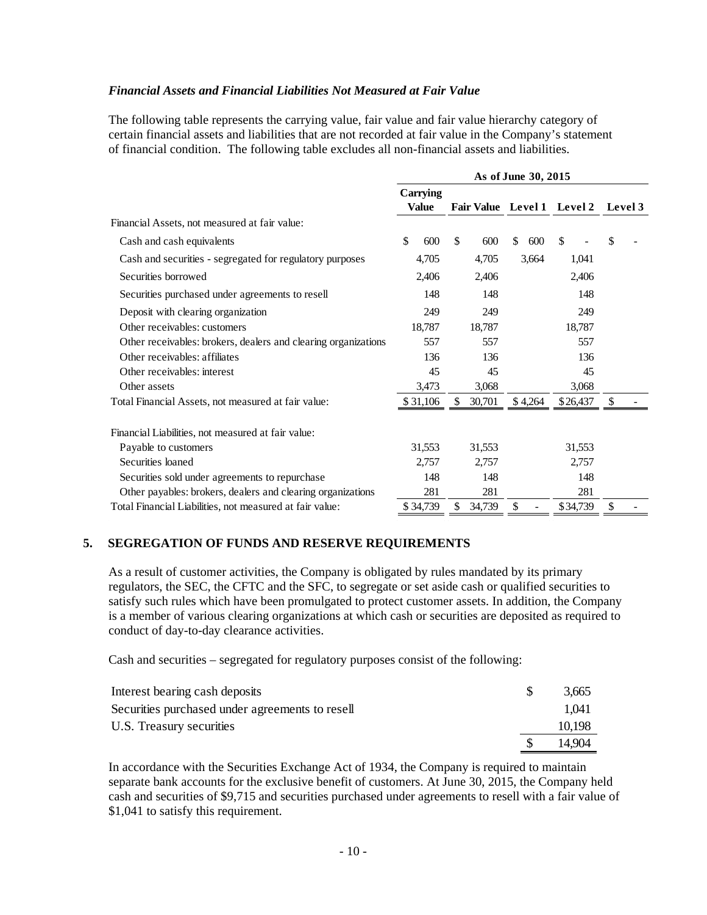### *Financial Assets and Financial Liabilities Not Measured at Fair Value*

The following table represents the carrying value, fair value and fair value hierarchy category of certain financial assets and liabilities that are not recorded at fair value in the Company's statement of financial condition. The following table excludes all non-financial assets and liabilities.

| | As of June 30, 2015 | | | | |
|---|---|---|---|---|---|
| | **Carrying Value** | **Fair Value** | **Level 1** | **Level 2** | **Level 3** |
| Financial Assets, not measured at fair value: | | | | | |
| Cash and cash equivalents | $ 600 | $ 600 | $ 600 | $ - | $ - |
| Cash and securities - segregated for regulatory purposes | 4,705 | 4,705 | 3,664 | 1,041 | |
| Securities borrowed | 2,406 | 2,406 | | 2,406 | |
| Securities purchased under agreements to resell | 148 | 148 | | 148 | |
| Deposit with clearing organization | 249 | 249 | | 249 | |
| Other receivables: customers | 18,787 | 18,787 | | 18,787 | |
| Other receivables: brokers, dealers and clearing organizations | 557 | 557 | | 557 | |
| Other receivables: affiliates | 136 | 136 | | 136 | |
| Other receivables: interest | 45 | 45 | | 45 | |
| Other assets | 3,473 | 3,068 | | 3,068 | |
| Total Financial Assets, not measured at fair value: | $ 31,106 | $ 30,701 | $ 4,264 | $ 26,437 | $ - |
| | | | | | |
| Financial Liabilities, not measured at fair value: | | | | | |
| Payable to customers | 31,553 | 31,553 | | 31,553 | |
| Securities loaned | 2,757 | 2,757 | | 2,757 | |
| Securities sold under agreements to repurchase | 148 | 148 | | 148 | |
| Other payables: brokers, dealers and clearing organizations | 281 | 281 | | 281 | |
| Total Financial Liabilities, not measured at fair value: | $ 34,739 | $ 34,739 | $ - | $ 34,739 | $ - |

## 5. SEGREGATION OF FUNDS AND RESERVE REQUIREMENTS

As a result of customer activities, the Company is obligated by rules mandated by its primary regulators, the SEC, the CFTC and the SFC, to segregate or set aside cash or qualified securities to satisfy such rules which have been promulgated to protect customer assets. In addition, the Company is a member of various clearing organizations at which cash or securities are deposited as required to conduct of day-to-day clearance activities.

Cash and securities – segregated for regulatory purposes consist of the following:

| | |
|---|---|
| Interest bearing cash deposits | $ 3,665 |
| Securities purchased under agreements to resell | 1,041 |
| U.S. Treasury securities | 10,198 |
| | $ 14,904 |

In accordance with the Securities Exchange Act of 1934, the Company is required to maintain separate bank accounts for the exclusive benefit of customers. At June 30, 2015, the Company held cash and securities of $9,715 and securities purchased under agreements to resell with a fair value of $1,041 to satisfy this requirement.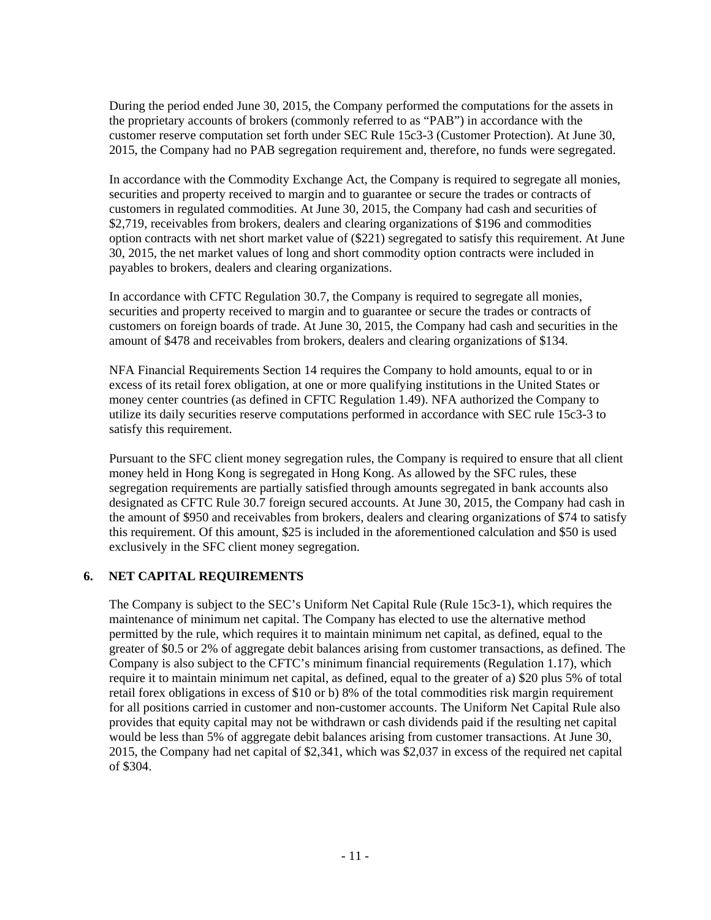During the period ended June 30, 2015, the Company performed the computations for the assets in the proprietary accounts of brokers (commonly referred to as "PAB") in accordance with the customer reserve computation set forth under SEC Rule 15c3-3 (Customer Protection). At June 30, 2015, the Company had no PAB segregation requirement and, therefore, no funds were segregated.

In accordance with the Commodity Exchange Act, the Company is required to segregate all monies, securities and property received to margin and to guarantee or secure the trades or contracts of customers in regulated commodities. At June 30, 2015, the Company had cash and securities of $2,719, receivables from brokers, dealers and clearing organizations of $196 and commodities option contracts with net short market value of ($221) segregated to satisfy this requirement. At June 30, 2015, the net market values of long and short commodity option contracts were included in payables to brokers, dealers and clearing organizations.

In accordance with CFTC Regulation 30.7, the Company is required to segregate all monies, securities and property received to margin and to guarantee or secure the trades or contracts of customers on foreign boards of trade. At June 30, 2015, the Company had cash and securities in the amount of $478 and receivables from brokers, dealers and clearing organizations of $134.

NFA Financial Requirements Section 14 requires the Company to hold amounts, equal to or in excess of its retail forex obligation, at one or more qualifying institutions in the United States or money center countries (as defined in CFTC Regulation 1.49). NFA authorized the Company to utilize its daily securities reserve computations performed in accordance with SEC rule 15c3-3 to satisfy this requirement.

Pursuant to the SFC client money segregation rules, the Company is required to ensure that all client money held in Hong Kong is segregated in Hong Kong. As allowed by the SFC rules, these segregation requirements are partially satisfied through amounts segregated in bank accounts also designated as CFTC Rule 30.7 foreign secured accounts. At June 30, 2015, the Company had cash in the amount of $950 and receivables from brokers, dealers and clearing organizations of $74 to satisfy this requirement. Of this amount, $25 is included in the aforementioned calculation and $50 is used exclusively in the SFC client money segregation.

## 6. NET CAPITAL REQUIREMENTS

The Company is subject to the SEC's Uniform Net Capital Rule (Rule 15c3-1), which requires the maintenance of minimum net capital. The Company has elected to use the alternative method permitted by the rule, which requires it to maintain minimum net capital, as defined, equal to the greater of $0.5 or 2% of aggregate debit balances arising from customer transactions, as defined. The Company is also subject to the CFTC's minimum financial requirements (Regulation 1.17), which require it to maintain minimum net capital, as defined, equal to the greater of a) $20 plus 5% of total retail forex obligations in excess of $10 or b) 8% of the total commodities risk margin requirement for all positions carried in customer and non-customer accounts. The Uniform Net Capital Rule also provides that equity capital may not be withdrawn or cash dividends paid if the resulting net capital would be less than 5% of aggregate debit balances arising from customer transactions. At June 30, 2015, the Company had net capital of $2,341, which was $2,037 in excess of the required net capital of $304.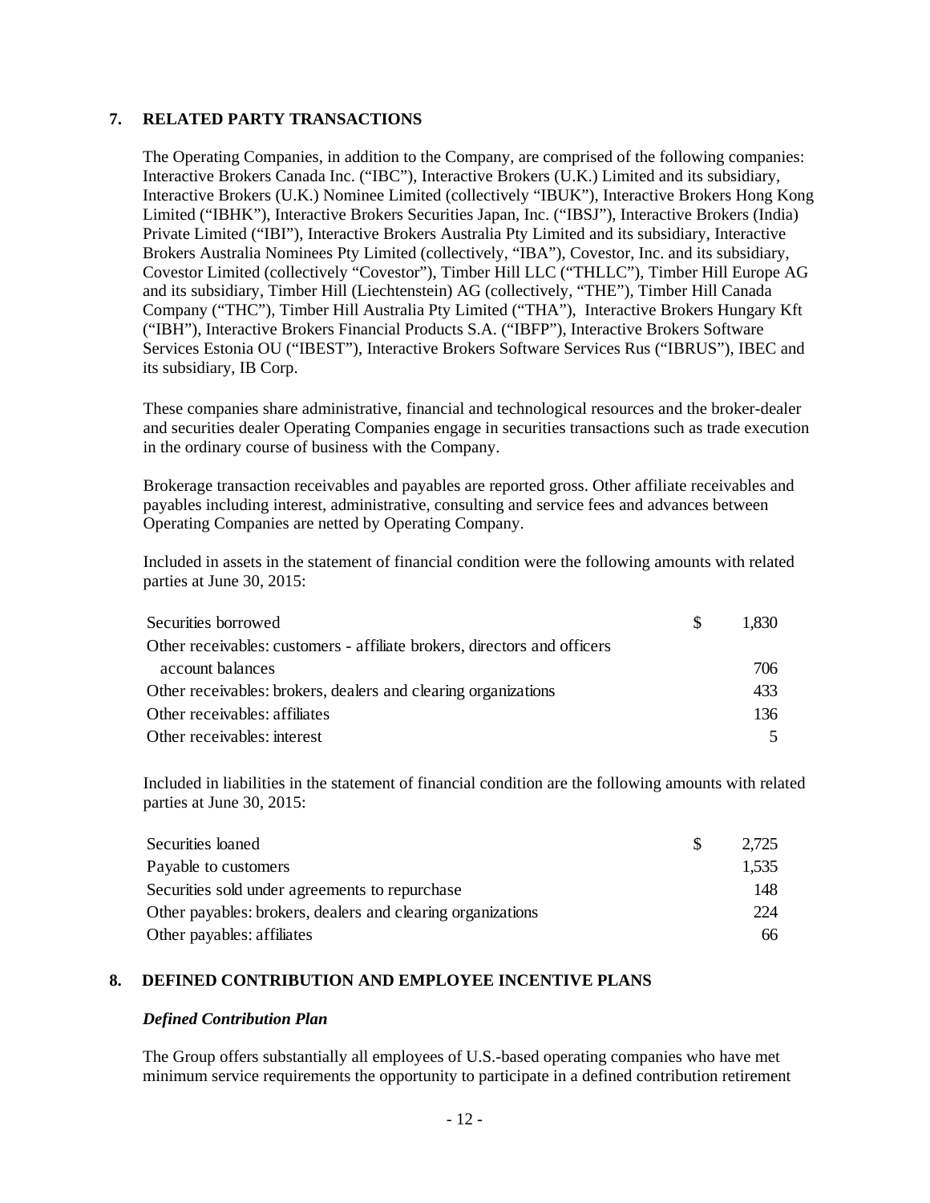## 7. RELATED PARTY TRANSACTIONS

The Operating Companies, in addition to the Company, are comprised of the following companies: Interactive Brokers Canada Inc. ("IBC"), Interactive Brokers (U.K.) Limited and its subsidiary, Interactive Brokers (U.K.) Nominee Limited (collectively "IBUK"), Interactive Brokers Hong Kong Limited ("IBHK"), Interactive Brokers Securities Japan, Inc. ("IBSJ"), Interactive Brokers (India) Private Limited ("IBI"), Interactive Brokers Australia Pty Limited and its subsidiary, Interactive Brokers Australia Nominees Pty Limited (collectively, "IBA"), Covestor, Inc. and its subsidiary, Covestor Limited (collectively "Covestor"), Timber Hill LLC ("THLLC"), Timber Hill Europe AG and its subsidiary, Timber Hill (Liechtenstein) AG (collectively, "THE"), Timber Hill Canada Company ("THC"), Timber Hill Australia Pty Limited ("THA"), Interactive Brokers Hungary Kft ("IBH"), Interactive Brokers Financial Products S.A. ("IBFP"), Interactive Brokers Software Services Estonia OU ("IBEST"), Interactive Brokers Software Services Rus ("IBRUS"), IBEC and its subsidiary, IB Corp.

These companies share administrative, financial and technological resources and the broker-dealer and securities dealer Operating Companies engage in securities transactions such as trade execution in the ordinary course of business with the Company.

Brokerage transaction receivables and payables are reported gross. Other affiliate receivables and payables including interest, administrative, consulting and service fees and advances between Operating Companies are netted by Operating Company.

Included in assets in the statement of financial condition were the following amounts with related parties at June 30, 2015:

| | | |
|---|---|---|
| Securities borrowed | $ | 1,830 |
| Other receivables: customers - affiliate brokers, directors and officers account balances | | 706 |
| Other receivables: brokers, dealers and clearing organizations | | 433 |
| Other receivables: affiliates | | 136 |
| Other receivables: interest | | 5 |

Included in liabilities in the statement of financial condition are the following amounts with related parties at June 30, 2015:

| | | |
|---|---|---|
| Securities loaned | $ | 2,725 |
| Payable to customers | | 1,535 |
| Securities sold under agreements to repurchase | | 148 |
| Other payables: brokers, dealers and clearing organizations | | 224 |
| Other payables: affiliates | | 66 |

## 8. DEFINED CONTRIBUTION AND EMPLOYEE INCENTIVE PLANS

### *Defined Contribution Plan*

The Group offers substantially all employees of U.S.-based operating companies who have met minimum service requirements the opportunity to participate in a defined contribution retirement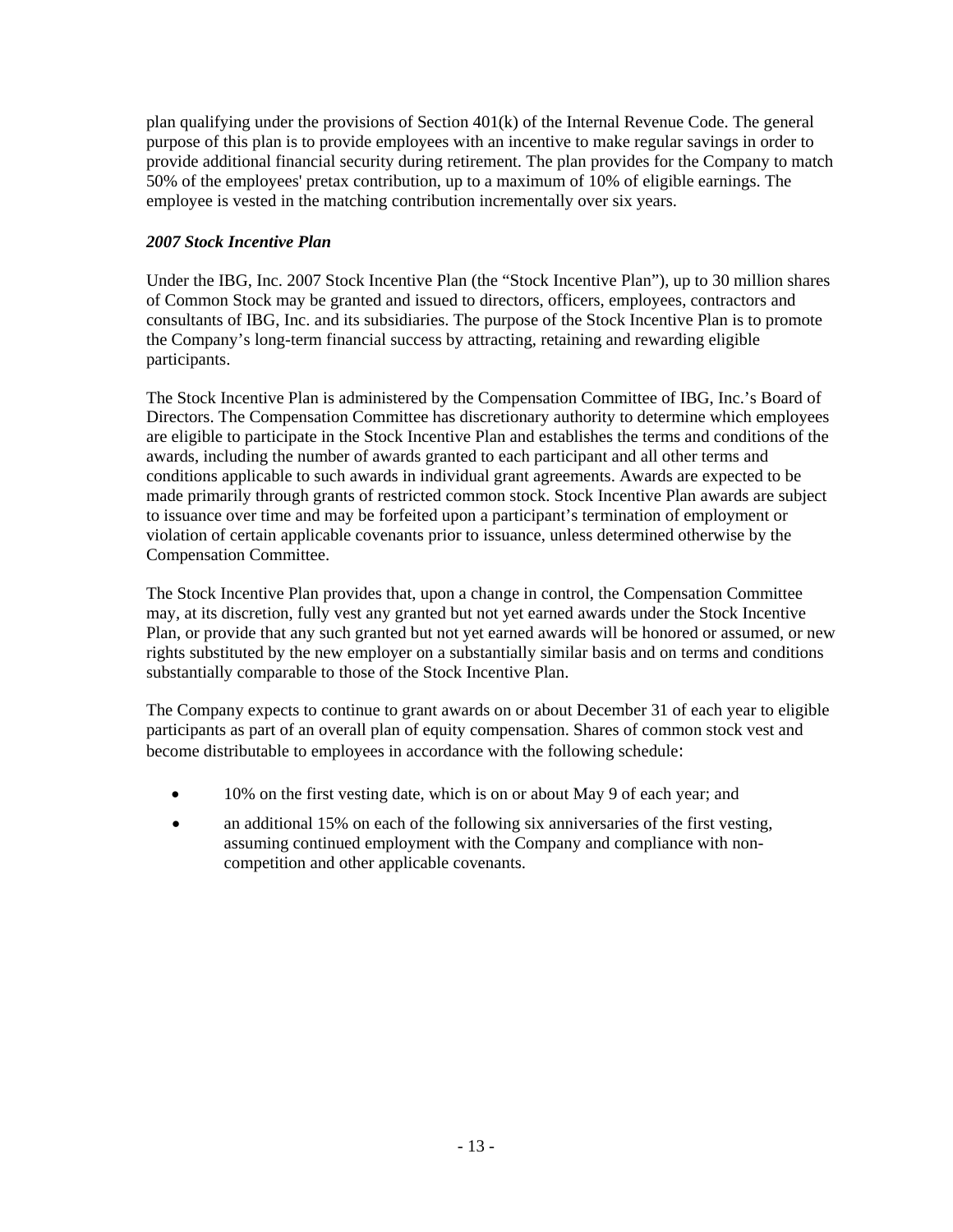plan qualifying under the provisions of Section 401(k) of the Internal Revenue Code. The general purpose of this plan is to provide employees with an incentive to make regular savings in order to provide additional financial security during retirement. The plan provides for the Company to match 50% of the employees' pretax contribution, up to a maximum of 10% of eligible earnings. The employee is vested in the matching contribution incrementally over six years.

***2007 Stock Incentive Plan***

Under the IBG, Inc. 2007 Stock Incentive Plan (the "Stock Incentive Plan"), up to 30 million shares of Common Stock may be granted and issued to directors, officers, employees, contractors and consultants of IBG, Inc. and its subsidiaries. The purpose of the Stock Incentive Plan is to promote the Company's long-term financial success by attracting, retaining and rewarding eligible participants.

The Stock Incentive Plan is administered by the Compensation Committee of IBG, Inc.'s Board of Directors. The Compensation Committee has discretionary authority to determine which employees are eligible to participate in the Stock Incentive Plan and establishes the terms and conditions of the awards, including the number of awards granted to each participant and all other terms and conditions applicable to such awards in individual grant agreements. Awards are expected to be made primarily through grants of restricted common stock. Stock Incentive Plan awards are subject to issuance over time and may be forfeited upon a participant's termination of employment or violation of certain applicable covenants prior to issuance, unless determined otherwise by the Compensation Committee.

The Stock Incentive Plan provides that, upon a change in control, the Compensation Committee may, at its discretion, fully vest any granted but not yet earned awards under the Stock Incentive Plan, or provide that any such granted but not yet earned awards will be honored or assumed, or new rights substituted by the new employer on a substantially similar basis and on terms and conditions substantially comparable to those of the Stock Incentive Plan.

The Company expects to continue to grant awards on or about December 31 of each year to eligible participants as part of an overall plan of equity compensation. Shares of common stock vest and become distributable to employees in accordance with the following schedule:

- 10% on the first vesting date, which is on or about May 9 of each year; and
- an additional 15% on each of the following six anniversaries of the first vesting, assuming continued employment with the Company and compliance with non-competition and other applicable covenants.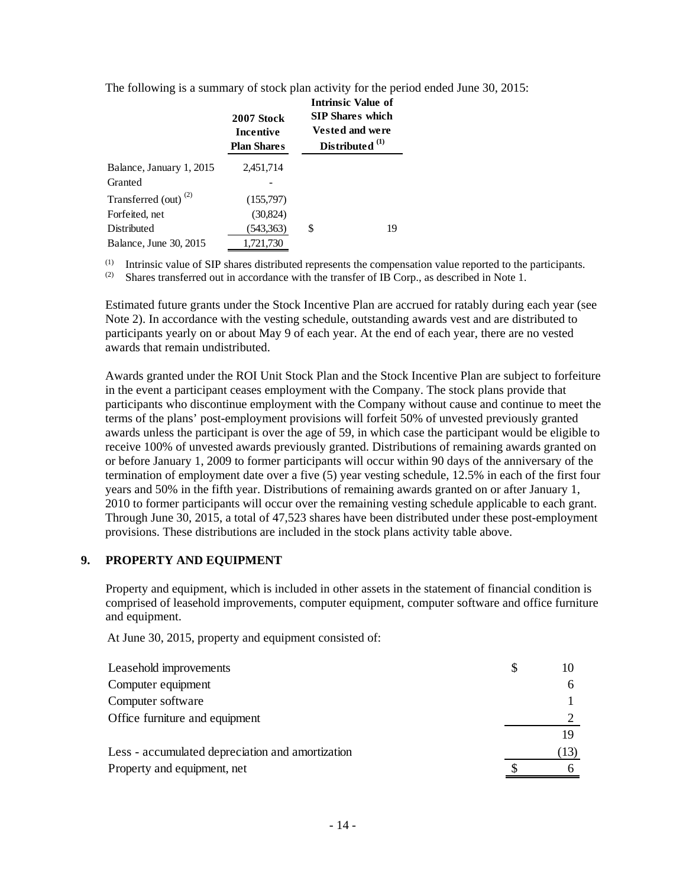The following is a summary of stock plan activity for the period ended June 30, 2015:

| | 2007 Stock Incentive Plan Shares | Intrinsic Value of SIP Shares which Vested and were Distributed [(1)] |
|---|---|---|
| Balance, January 1, 2015 | 2,451,714 | |
| Granted | - | |
| Transferred (out) [(2)] | (155,797) | |
| Forfeited, net | (30,824) | |
| Distributed | (543,363) | $ 19 |
| Balance, June 30, 2015 | 1,721,730 | |

(1) Intrinsic value of SIP shares distributed represents the compensation value reported to the participants.
(2) Shares transferred out in accordance with the transfer of IB Corp., as described in Note 1.

Estimated future grants under the Stock Incentive Plan are accrued for ratably during each year (see Note 2). In accordance with the vesting schedule, outstanding awards vest and are distributed to participants yearly on or about May 9 of each year. At the end of each year, there are no vested awards that remain undistributed.

Awards granted under the ROI Unit Stock Plan and the Stock Incentive Plan are subject to forfeiture in the event a participant ceases employment with the Company. The stock plans provide that participants who discontinue employment with the Company without cause and continue to meet the terms of the plans' post-employment provisions will forfeit 50% of unvested previously granted awards unless the participant is over the age of 59, in which case the participant would be eligible to receive 100% of unvested awards previously granted. Distributions of remaining awards granted on or before January 1, 2009 to former participants will occur within 90 days of the anniversary of the termination of employment date over a five (5) year vesting schedule, 12.5% in each of the first four years and 50% in the fifth year. Distributions of remaining awards granted on or after January 1, 2010 to former participants will occur over the remaining vesting schedule applicable to each grant. Through June 30, 2015, a total of 47,523 shares have been distributed under these post-employment provisions. These distributions are included in the stock plans activity table above.

## 9. PROPERTY AND EQUIPMENT

Property and equipment, which is included in other assets in the statement of financial condition is comprised of leasehold improvements, computer equipment, computer software and office furniture and equipment.

At June 30, 2015, property and equipment consisted of:

| | |
|---|---|
| Leasehold improvements | $ 10 |
| Computer equipment | 6 |
| Computer software | 1 |
| Office furniture and equipment | 2 |
| | 19 |
| Less - accumulated depreciation and amortization | (13) |
| Property and equipment, net | $ 6 |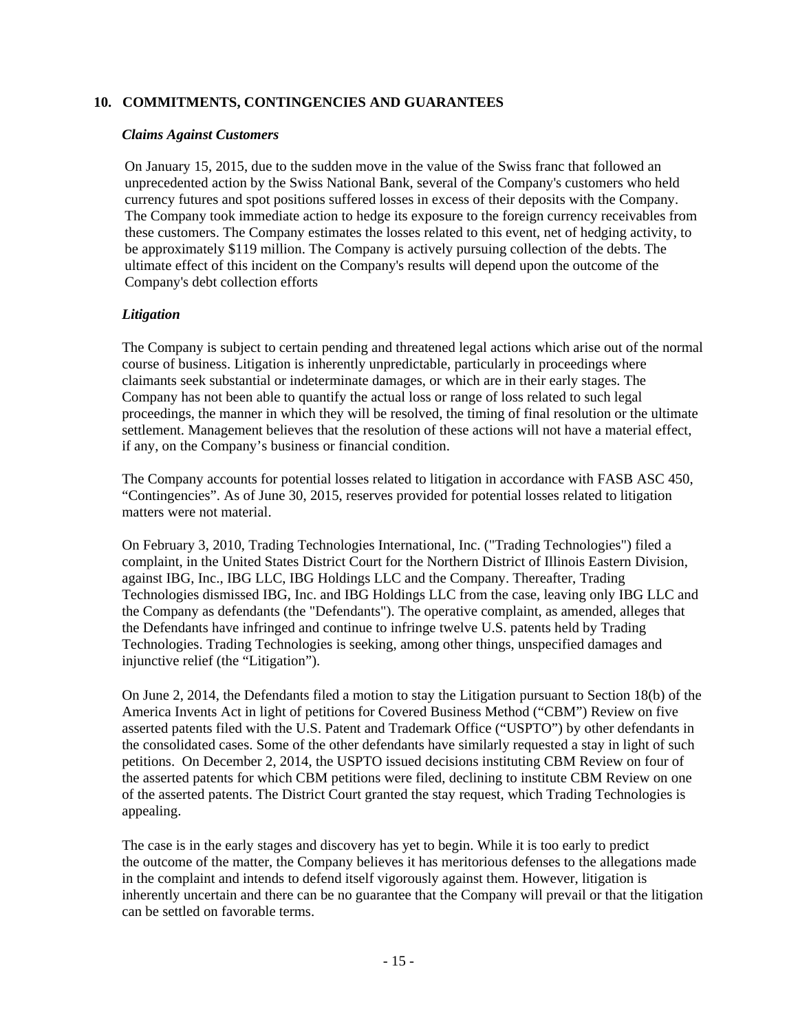## 10. COMMITMENTS, CONTINGENCIES AND GUARANTEES

### *Claims Against Customers*

On January 15, 2015, due to the sudden move in the value of the Swiss franc that followed an unprecedented action by the Swiss National Bank, several of the Company's customers who held currency futures and spot positions suffered losses in excess of their deposits with the Company. The Company took immediate action to hedge its exposure to the foreign currency receivables from these customers. The Company estimates the losses related to this event, net of hedging activity, to be approximately $119 million. The Company is actively pursuing collection of the debts. The ultimate effect of this incident on the Company's results will depend upon the outcome of the Company's debt collection efforts

### *Litigation*

The Company is subject to certain pending and threatened legal actions which arise out of the normal course of business. Litigation is inherently unpredictable, particularly in proceedings where claimants seek substantial or indeterminate damages, or which are in their early stages. The Company has not been able to quantify the actual loss or range of loss related to such legal proceedings, the manner in which they will be resolved, the timing of final resolution or the ultimate settlement. Management believes that the resolution of these actions will not have a material effect, if any, on the Company's business or financial condition.

The Company accounts for potential losses related to litigation in accordance with FASB ASC 450, "Contingencies". As of June 30, 2015, reserves provided for potential losses related to litigation matters were not material.

On February 3, 2010, Trading Technologies International, Inc. ("Trading Technologies") filed a complaint, in the United States District Court for the Northern District of Illinois Eastern Division, against IBG, Inc., IBG LLC, IBG Holdings LLC and the Company. Thereafter, Trading Technologies dismissed IBG, Inc. and IBG Holdings LLC from the case, leaving only IBG LLC and the Company as defendants (the "Defendants"). The operative complaint, as amended, alleges that the Defendants have infringed and continue to infringe twelve U.S. patents held by Trading Technologies. Trading Technologies is seeking, among other things, unspecified damages and injunctive relief (the "Litigation").

On June 2, 2014, the Defendants filed a motion to stay the Litigation pursuant to Section 18(b) of the America Invents Act in light of petitions for Covered Business Method ("CBM") Review on five asserted patents filed with the U.S. Patent and Trademark Office ("USPTO") by other defendants in the consolidated cases. Some of the other defendants have similarly requested a stay in light of such petitions. On December 2, 2014, the USPTO issued decisions instituting CBM Review on four of the asserted patents for which CBM petitions were filed, declining to institute CBM Review on one of the asserted patents. The District Court granted the stay request, which Trading Technologies is appealing.

The case is in the early stages and discovery has yet to begin. While it is too early to predict the outcome of the matter, the Company believes it has meritorious defenses to the allegations made in the complaint and intends to defend itself vigorously against them. However, litigation is inherently uncertain and there can be no guarantee that the Company will prevail or that the litigation can be settled on favorable terms.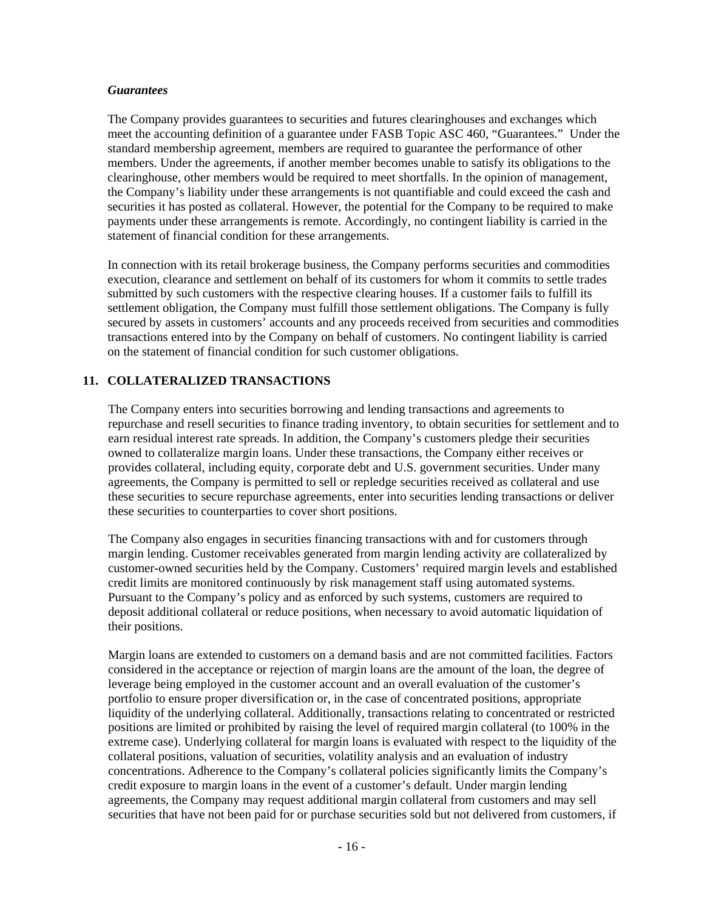*Guarantees*

The Company provides guarantees to securities and futures clearinghouses and exchanges which meet the accounting definition of a guarantee under FASB Topic ASC 460, "Guarantees." Under the standard membership agreement, members are required to guarantee the performance of other members. Under the agreements, if another member becomes unable to satisfy its obligations to the clearinghouse, other members would be required to meet shortfalls. In the opinion of management, the Company's liability under these arrangements is not quantifiable and could exceed the cash and securities it has posted as collateral. However, the potential for the Company to be required to make payments under these arrangements is remote. Accordingly, no contingent liability is carried in the statement of financial condition for these arrangements.

In connection with its retail brokerage business, the Company performs securities and commodities execution, clearance and settlement on behalf of its customers for whom it commits to settle trades submitted by such customers with the respective clearing houses. If a customer fails to fulfill its settlement obligation, the Company must fulfill those settlement obligations. The Company is fully secured by assets in customers' accounts and any proceeds received from securities and commodities transactions entered into by the Company on behalf of customers. No contingent liability is carried on the statement of financial condition for such customer obligations.

## 11. COLLATERALIZED TRANSACTIONS

The Company enters into securities borrowing and lending transactions and agreements to repurchase and resell securities to finance trading inventory, to obtain securities for settlement and to earn residual interest rate spreads. In addition, the Company's customers pledge their securities owned to collateralize margin loans. Under these transactions, the Company either receives or provides collateral, including equity, corporate debt and U.S. government securities. Under many agreements, the Company is permitted to sell or repledge securities received as collateral and use these securities to secure repurchase agreements, enter into securities lending transactions or deliver these securities to counterparties to cover short positions.

The Company also engages in securities financing transactions with and for customers through margin lending. Customer receivables generated from margin lending activity are collateralized by customer-owned securities held by the Company. Customers' required margin levels and established credit limits are monitored continuously by risk management staff using automated systems. Pursuant to the Company's policy and as enforced by such systems, customers are required to deposit additional collateral or reduce positions, when necessary to avoid automatic liquidation of their positions.

Margin loans are extended to customers on a demand basis and are not committed facilities. Factors considered in the acceptance or rejection of margin loans are the amount of the loan, the degree of leverage being employed in the customer account and an overall evaluation of the customer's portfolio to ensure proper diversification or, in the case of concentrated positions, appropriate liquidity of the underlying collateral. Additionally, transactions relating to concentrated or restricted positions are limited or prohibited by raising the level of required margin collateral (to 100% in the extreme case). Underlying collateral for margin loans is evaluated with respect to the liquidity of the collateral positions, valuation of securities, volatility analysis and an evaluation of industry concentrations. Adherence to the Company's collateral policies significantly limits the Company's credit exposure to margin loans in the event of a customer's default. Under margin lending agreements, the Company may request additional margin collateral from customers and may sell securities that have not been paid for or purchase securities sold but not delivered from customers, if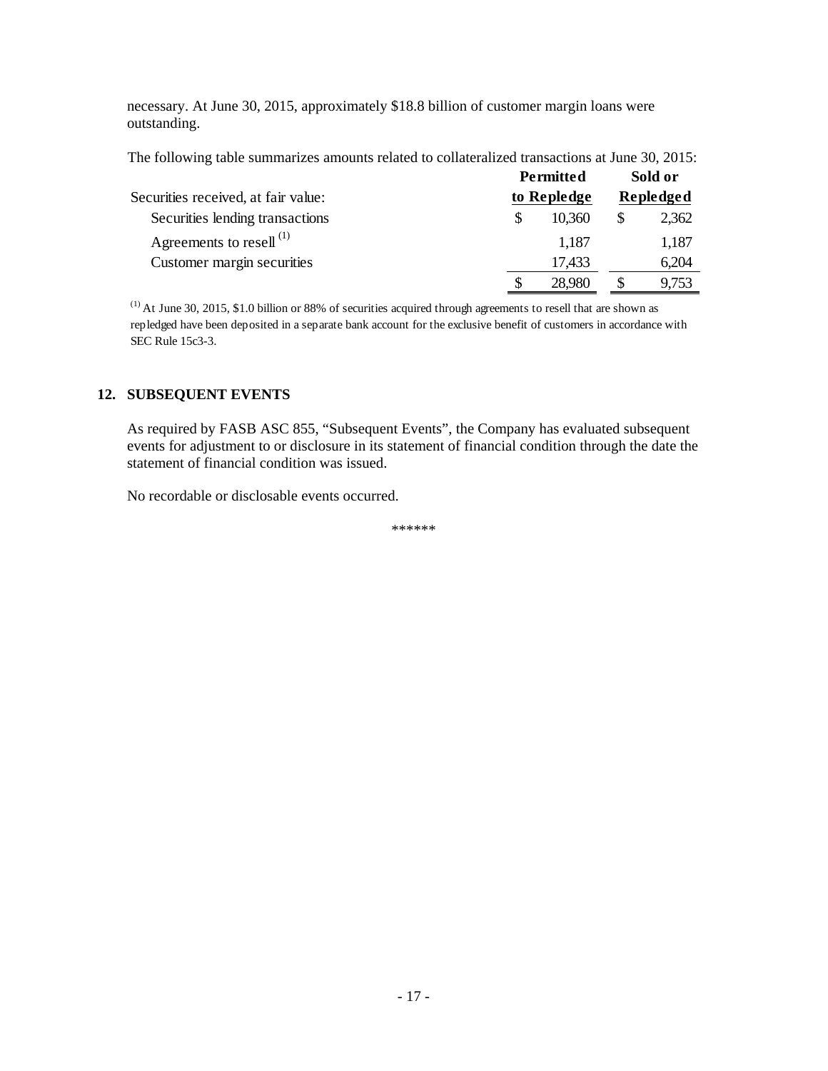necessary. At June 30, 2015, approximately $18.8 billion of customer margin loans were outstanding.

The following table summarizes amounts related to collateralized transactions at June 30, 2015:

| Securities received, at fair value: | Permitted to Repledge | Sold or Repledged |
|---|---|---|
| Securities lending transactions | $ 10,360 | $ 2,362 |
| Agreements to resell [1] | 1,187 | 1,187 |
| Customer margin securities | 17,433 | 6,204 |
| | $ 28,980 | $ 9,753 |

[1] At June 30, 2015, $1.0 billion or 88% of securities acquired through agreements to resell that are shown as repledged have been deposited in a separate bank account for the exclusive benefit of customers in accordance with SEC Rule 15c3-3.

## 12. SUBSEQUENT EVENTS

As required by FASB ASC 855, "Subsequent Events", the Company has evaluated subsequent events for adjustment to or disclosure in its statement of financial condition through the date the statement of financial condition was issued.

No recordable or disclosable events occurred.

******